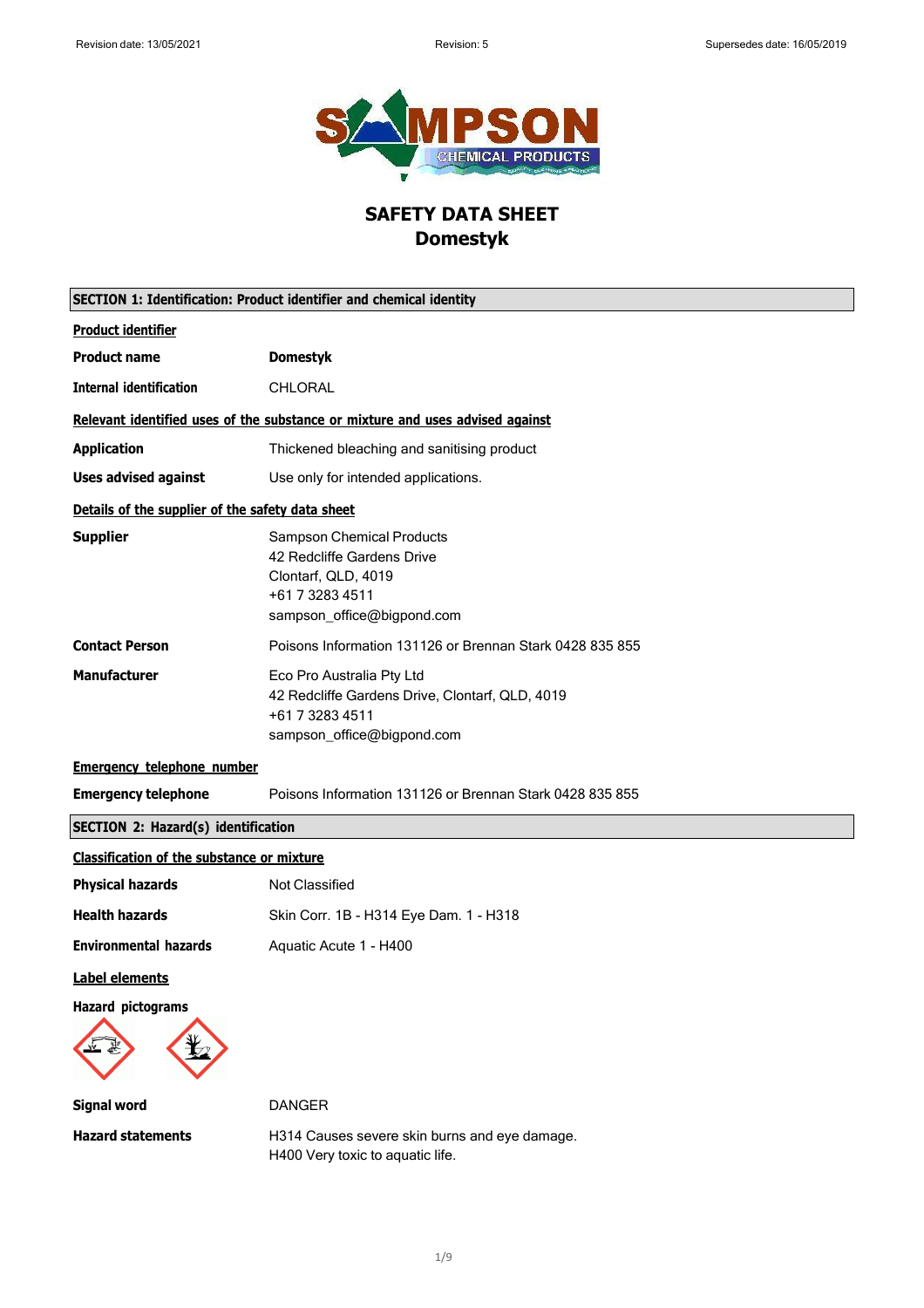# SAFETY DATA SHEET
# Domestyk

## SECTION 1: Identification: Product identifier and chemical identity

### Product identifier

**Product name** **Domestyk**

**Internal identification** CHLORAL

### Relevant identified uses of the substance or mixture and uses advised against

**Application** Thickened bleaching and sanitising product

**Uses advised against** Use only for intended applications.

### Details of the supplier of the safety data sheet

**Supplier**
Sampson Chemical Products
42 Redcliffe Gardens Drive
Clontarf, QLD, 4019
+61 7 3283 4511
sampson_office@bigpond.com

**Contact Person** Poisons Information 131126 or Brennan Stark 0428 835 855

**Manufacturer**
Eco Pro Australia Pty Ltd
42 Redcliffe Gardens Drive, Clontarf, QLD, 4019
+61 7 3283 4511
sampson_office@bigpond.com

### Emergency telephone number

**Emergency telephone** Poisons Information 131126 or Brennan Stark 0428 835 855

## SECTION 2: Hazard(s) identification

### Classification of the substance or mixture

**Physical hazards** Not Classified

**Health hazards** Skin Corr. 1B - H314 Eye Dam. 1 - H318

**Environmental hazards** Aquatic Acute 1 - H400

### Label elements

**Hazard pictograms**

**Signal word** DANGER

**Hazard statements**
H314 Causes severe skin burns and eye damage.
H400 Very toxic to aquatic life.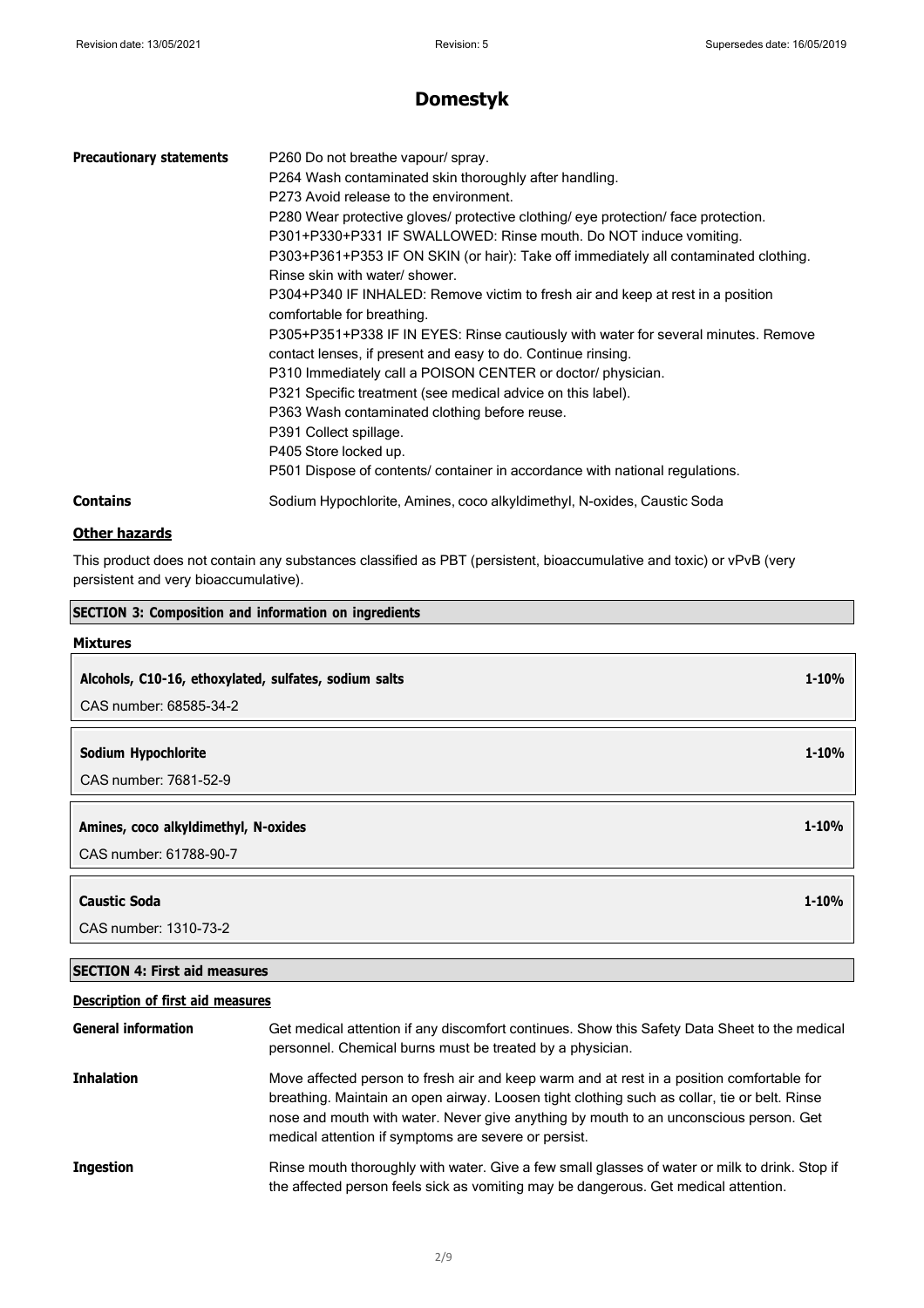# Domestyk

| | |
|---|---|
| **Precautionary statements** | P260 Do not breathe vapour/ spray.<br>P264 Wash contaminated skin thoroughly after handling.<br>P273 Avoid release to the environment.<br>P280 Wear protective gloves/ protective clothing/ eye protection/ face protection.<br>P301+P330+P331 IF SWALLOWED: Rinse mouth. Do NOT induce vomiting.<br>P303+P361+P353 IF ON SKIN (or hair): Take off immediately all contaminated clothing. Rinse skin with water/ shower.<br>P304+P340 IF INHALED: Remove victim to fresh air and keep at rest in a position comfortable for breathing.<br>P305+P351+P338 IF IN EYES: Rinse cautiously with water for several minutes. Remove contact lenses, if present and easy to do. Continue rinsing.<br>P310 Immediately call a POISON CENTER or doctor/ physician.<br>P321 Specific treatment (see medical advice on this label).<br>P363 Wash contaminated clothing before reuse.<br>P391 Collect spillage.<br>P405 Store locked up.<br>P501 Dispose of contents/ container in accordance with national regulations. |
| **Contains** | Sodium Hypochlorite, Amines, coco alkyldimethyl, N-oxides, Caustic Soda |

**Other hazards**

This product does not contain any substances classified as PBT (persistent, bioaccumulative and toxic) or vPvB (very persistent and very bioaccumulative).

## SECTION 3: Composition and information on ingredients

**Mixtures**

| | |
|---|---|
| **Alcohols, C10-16, ethoxylated, sulfates, sodium salts** | **1-10%** |
| CAS number: 68585-34-2 | |

| | |
|---|---|
| **Sodium Hypochlorite** | **1-10%** |
| CAS number: 7681-52-9 | |

| | |
|---|---|
| **Amines, coco alkyldimethyl, N-oxides** | **1-10%** |
| CAS number: 61788-90-7 | |

| | |
|---|---|
| **Caustic Soda** | **1-10%** |
| CAS number: 1310-73-2 | |

## SECTION 4: First aid measures

**Description of first aid measures**

| | |
|---|---|
| **General information** | Get medical attention if any discomfort continues. Show this Safety Data Sheet to the medical personnel. Chemical burns must be treated by a physician. |
| **Inhalation** | Move affected person to fresh air and keep warm and at rest in a position comfortable for breathing. Maintain an open airway. Loosen tight clothing such as collar, tie or belt. Rinse nose and mouth with water. Never give anything by mouth to an unconscious person. Get medical attention if symptoms are severe or persist. |
| **Ingestion** | Rinse mouth thoroughly with water. Give a few small glasses of water or milk to drink. Stop if the affected person feels sick as vomiting may be dangerous. Get medical attention. |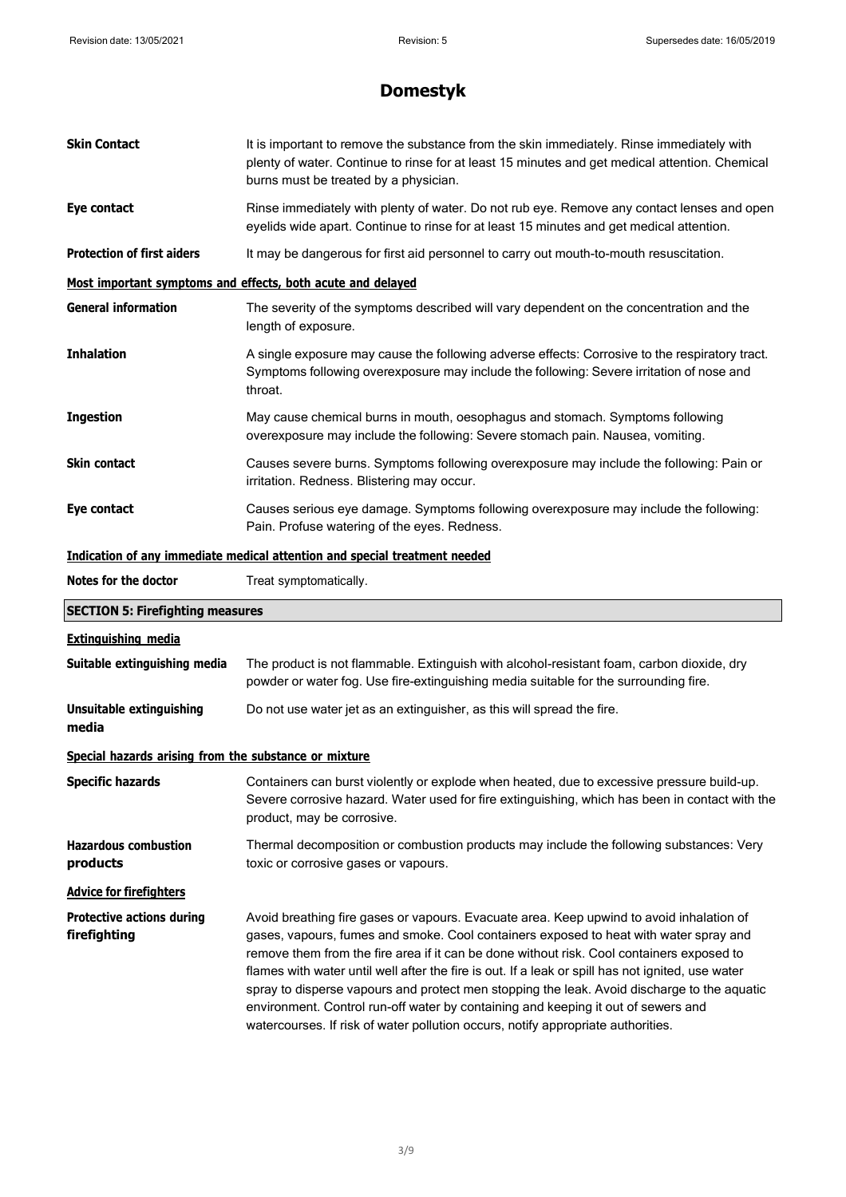# Domestyk

| | |
|---|---|
| **Skin Contact** | It is important to remove the substance from the skin immediately. Rinse immediately with plenty of water. Continue to rinse for at least 15 minutes and get medical attention. Chemical burns must be treated by a physician. |
| **Eye contact** | Rinse immediately with plenty of water. Do not rub eye. Remove any contact lenses and open eyelids wide apart. Continue to rinse for at least 15 minutes and get medical attention. |
| **Protection of first aiders** | It may be dangerous for first aid personnel to carry out mouth-to-mouth resuscitation. |

**Most important symptoms and effects, both acute and delayed**

| | |
|---|---|
| **General information** | The severity of the symptoms described will vary dependent on the concentration and the length of exposure. |
| **Inhalation** | A single exposure may cause the following adverse effects: Corrosive to the respiratory tract. Symptoms following overexposure may include the following: Severe irritation of nose and throat. |
| **Ingestion** | May cause chemical burns in mouth, oesophagus and stomach. Symptoms following overexposure may include the following: Severe stomach pain. Nausea, vomiting. |
| **Skin contact** | Causes severe burns. Symptoms following overexposure may include the following: Pain or irritation. Redness. Blistering may occur. |
| **Eye contact** | Causes serious eye damage. Symptoms following overexposure may include the following: Pain. Profuse watering of the eyes. Redness. |

**Indication of any immediate medical attention and special treatment needed**

| | |
|---|---|
| **Notes for the doctor** | Treat symptomatically. |

## SECTION 5: Firefighting measures

**Extinguishing media**

| | |
|---|---|
| **Suitable extinguishing media** | The product is not flammable. Extinguish with alcohol-resistant foam, carbon dioxide, dry powder or water fog. Use fire-extinguishing media suitable for the surrounding fire. |
| **Unsuitable extinguishing media** | Do not use water jet as an extinguisher, as this will spread the fire. |

**Special hazards arising from the substance or mixture**

| | |
|---|---|
| **Specific hazards** | Containers can burst violently or explode when heated, due to excessive pressure build-up. Severe corrosive hazard. Water used for fire extinguishing, which has been in contact with the product, may be corrosive. |
| **Hazardous combustion products** | Thermal decomposition or combustion products may include the following substances: Very toxic or corrosive gases or vapours. |

**Advice for firefighters**

| | |
|---|---|
| **Protective actions during firefighting** | Avoid breathing fire gases or vapours. Evacuate area. Keep upwind to avoid inhalation of gases, vapours, fumes and smoke. Cool containers exposed to heat with water spray and remove them from the fire area if it can be done without risk. Cool containers exposed to flames with water until well after the fire is out. If a leak or spill has not ignited, use water spray to disperse vapours and protect men stopping the leak. Avoid discharge to the aquatic environment. Control run-off water by containing and keeping it out of sewers and watercourses. If risk of water pollution occurs, notify appropriate authorities. |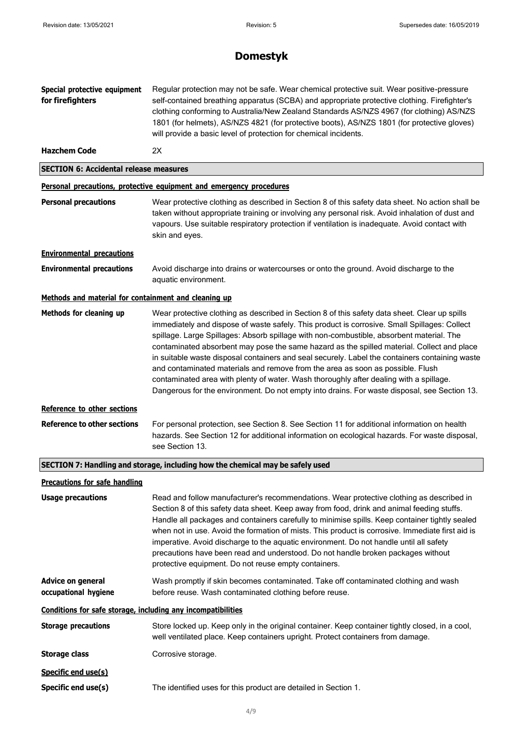# Domestyk

**Special protective equipment for firefighters** Regular protection may not be safe. Wear chemical protective suit. Wear positive-pressure self-contained breathing apparatus (SCBA) and appropriate protective clothing. Firefighter's clothing conforming to Australia/New Zealand Standards AS/NZS 4967 (for clothing) AS/NZS 1801 (for helmets), AS/NZS 4821 (for protective boots), AS/NZS 1801 (for protective gloves) will provide a basic level of protection for chemical incidents.

**Hazchem Code** 2X

## SECTION 6: Accidental release measures

### Personal precautions, protective equipment and emergency procedures

**Personal precautions** Wear protective clothing as described in Section 8 of this safety data sheet. No action shall be taken without appropriate training or involving any personal risk. Avoid inhalation of dust and vapours. Use suitable respiratory protection if ventilation is inadequate. Avoid contact with skin and eyes.

### Environmental precautions

**Environmental precautions** Avoid discharge into drains or watercourses or onto the ground. Avoid discharge to the aquatic environment.

### Methods and material for containment and cleaning up

**Methods for cleaning up** Wear protective clothing as described in Section 8 of this safety data sheet. Clear up spills immediately and dispose of waste safely. This product is corrosive. Small Spillages: Collect spillage. Large Spillages: Absorb spillage with non-combustible, absorbent material. The contaminated absorbent may pose the same hazard as the spilled material. Collect and place in suitable waste disposal containers and seal securely. Label the containers containing waste and contaminated materials and remove from the area as soon as possible. Flush contaminated area with plenty of water. Wash thoroughly after dealing with a spillage. Dangerous for the environment. Do not empty into drains. For waste disposal, see Section 13.

### Reference to other sections

**Reference to other sections** For personal protection, see Section 8. See Section 11 for additional information on health hazards. See Section 12 for additional information on ecological hazards. For waste disposal, see Section 13.

## SECTION 7: Handling and storage, including how the chemical may be safely used

### Precautions for safe handling

**Usage precautions** Read and follow manufacturer's recommendations. Wear protective clothing as described in Section 8 of this safety data sheet. Keep away from food, drink and animal feeding stuffs. Handle all packages and containers carefully to minimise spills. Keep container tightly sealed when not in use. Avoid the formation of mists. This product is corrosive. Immediate first aid is imperative. Avoid discharge to the aquatic environment. Do not handle until all safety precautions have been read and understood. Do not handle broken packages without protective equipment. Do not reuse empty containers.

**Advice on general occupational hygiene** Wash promptly if skin becomes contaminated. Take off contaminated clothing and wash before reuse. Wash contaminated clothing before reuse.

### Conditions for safe storage, including any incompatibilities

**Storage precautions** Store locked up. Keep only in the original container. Keep container tightly closed, in a cool, well ventilated place. Keep containers upright. Protect containers from damage.

**Storage class** Corrosive storage.

### Specific end use(s)

**Specific end use(s)** The identified uses for this product are detailed in Section 1.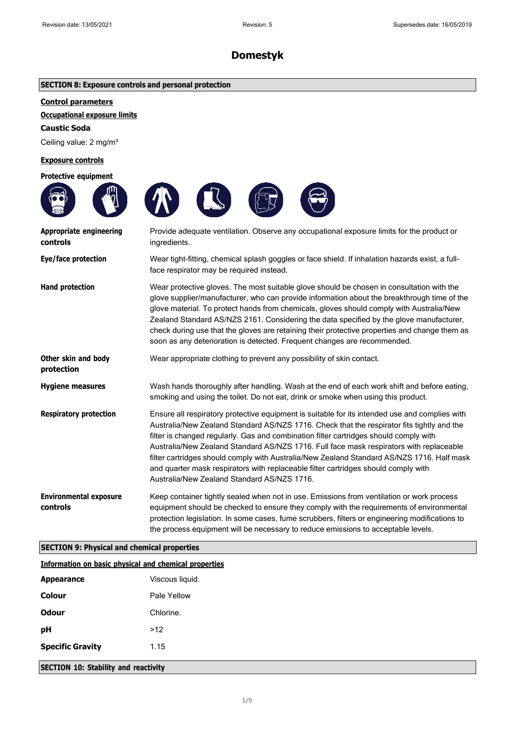# Domestyk

## SECTION 8: Exposure controls and personal protection

### Control parameters

### Occupational exposure limits

**Caustic Soda**

Ceiling value: 2 mg/m³

### Exposure controls

**Protective equipment**

| | |
|---|---|
| **Appropriate engineering controls** | Provide adequate ventilation. Observe any occupational exposure limits for the product or ingredients. |
| **Eye/face protection** | Wear tight-fitting, chemical splash goggles or face shield. If inhalation hazards exist, a full-face respirator may be required instead. |
| **Hand protection** | Wear protective gloves. The most suitable glove should be chosen in consultation with the glove supplier/manufacturer, who can provide information about the breakthrough time of the glove material. To protect hands from chemicals, gloves should comply with Australia/New Zealand Standard AS/NZS 2161. Considering the data specified by the glove manufacturer, check during use that the gloves are retaining their protective properties and change them as soon as any deterioration is detected. Frequent changes are recommended. |
| **Other skin and body protection** | Wear appropriate clothing to prevent any possibility of skin contact. |
| **Hygiene measures** | Wash hands thoroughly after handling. Wash at the end of each work shift and before eating, smoking and using the toilet. Do not eat, drink or smoke when using this product. |
| **Respiratory protection** | Ensure all respiratory protective equipment is suitable for its intended use and complies with Australia/New Zealand Standard AS/NZS 1716. Check that the respirator fits tightly and the filter is changed regularly. Gas and combination filter cartridges should comply with Australia/New Zealand Standard AS/NZS 1716. Full face mask respirators with replaceable filter cartridges should comply with Australia/New Zealand Standard AS/NZS 1716. Half mask and quarter mask respirators with replaceable filter cartridges should comply with Australia/New Zealand Standard AS/NZS 1716. |
| **Environmental exposure controls** | Keep container tightly sealed when not in use. Emissions from ventilation or work process equipment should be checked to ensure they comply with the requirements of environmental protection legislation. In some cases, fume scrubbers, filters or engineering modifications to the process equipment will be necessary to reduce emissions to acceptable levels. |

## SECTION 9: Physical and chemical properties

### Information on basic physical and chemical properties

| | |
|---|---|
| **Appearance** | Viscous liquid. |
| **Colour** | Pale Yellow |
| **Odour** | Chlorine. |
| **pH** | >12 |
| **Specific Gravity** | 1.15 |

## SECTION 10: Stability and reactivity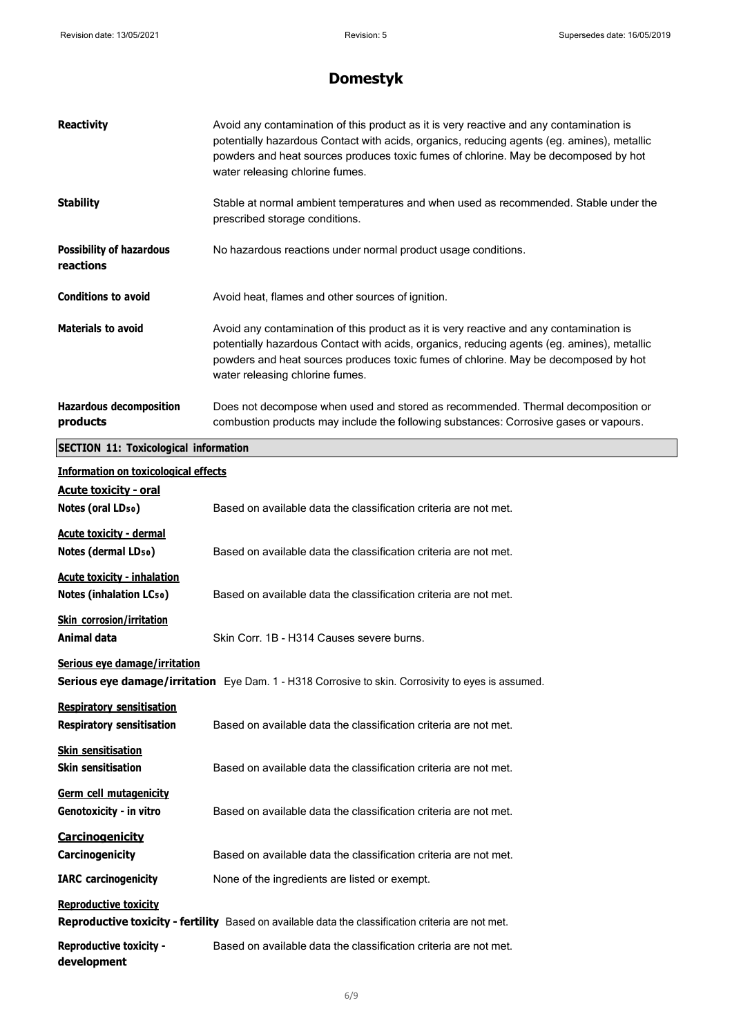# Domestyk

**Reactivity** Avoid any contamination of this product as it is very reactive and any contamination is potentially hazardous Contact with acids, organics, reducing agents (eg. amines), metallic powders and heat sources produces toxic fumes of chlorine. May be decomposed by hot water releasing chlorine fumes.

**Stability** Stable at normal ambient temperatures and when used as recommended. Stable under the prescribed storage conditions.

**Possibility of hazardous reactions** No hazardous reactions under normal product usage conditions.

**Conditions to avoid** Avoid heat, flames and other sources of ignition.

**Materials to avoid** Avoid any contamination of this product as it is very reactive and any contamination is potentially hazardous Contact with acids, organics, reducing agents (eg. amines), metallic powders and heat sources produces toxic fumes of chlorine. May be decomposed by hot water releasing chlorine fumes.

**Hazardous decomposition products** Does not decompose when used and stored as recommended. Thermal decomposition or combustion products may include the following substances: Corrosive gases or vapours.

## SECTION 11: Toxicological information

**Information on toxicological effects**

**Acute toxicity - oral**

**Notes (oral $LD_{50}$)** Based on available data the classification criteria are not met.

**Acute toxicity - dermal**

**Notes (dermal $LD_{50}$)** Based on available data the classification criteria are not met.

**Acute toxicity - inhalation**

**Notes (inhalation $LC_{50}$)** Based on available data the classification criteria are not met.

**Skin corrosion/irritation**

**Animal data** Skin Corr. 1B - H314 Causes severe burns.

**Serious eye damage/irritation**

**Serious eye damage/irritation** Eye Dam. 1 - H318 Corrosive to skin. Corrosivity to eyes is assumed.

**Respiratory sensitisation**

**Respiratory sensitisation** Based on available data the classification criteria are not met.

**Skin sensitisation**

**Skin sensitisation** Based on available data the classification criteria are not met.

**Germ cell mutagenicity**

**Genotoxicity - in vitro** Based on available data the classification criteria are not met.

**Carcinogenicity**

**Carcinogenicity** Based on available data the classification criteria are not met.

**IARC carcinogenicity** None of the ingredients are listed or exempt.

**Reproductive toxicity**

**Reproductive toxicity - fertility** Based on available data the classification criteria are not met.

**Reproductive toxicity - development** Based on available data the classification criteria are not met.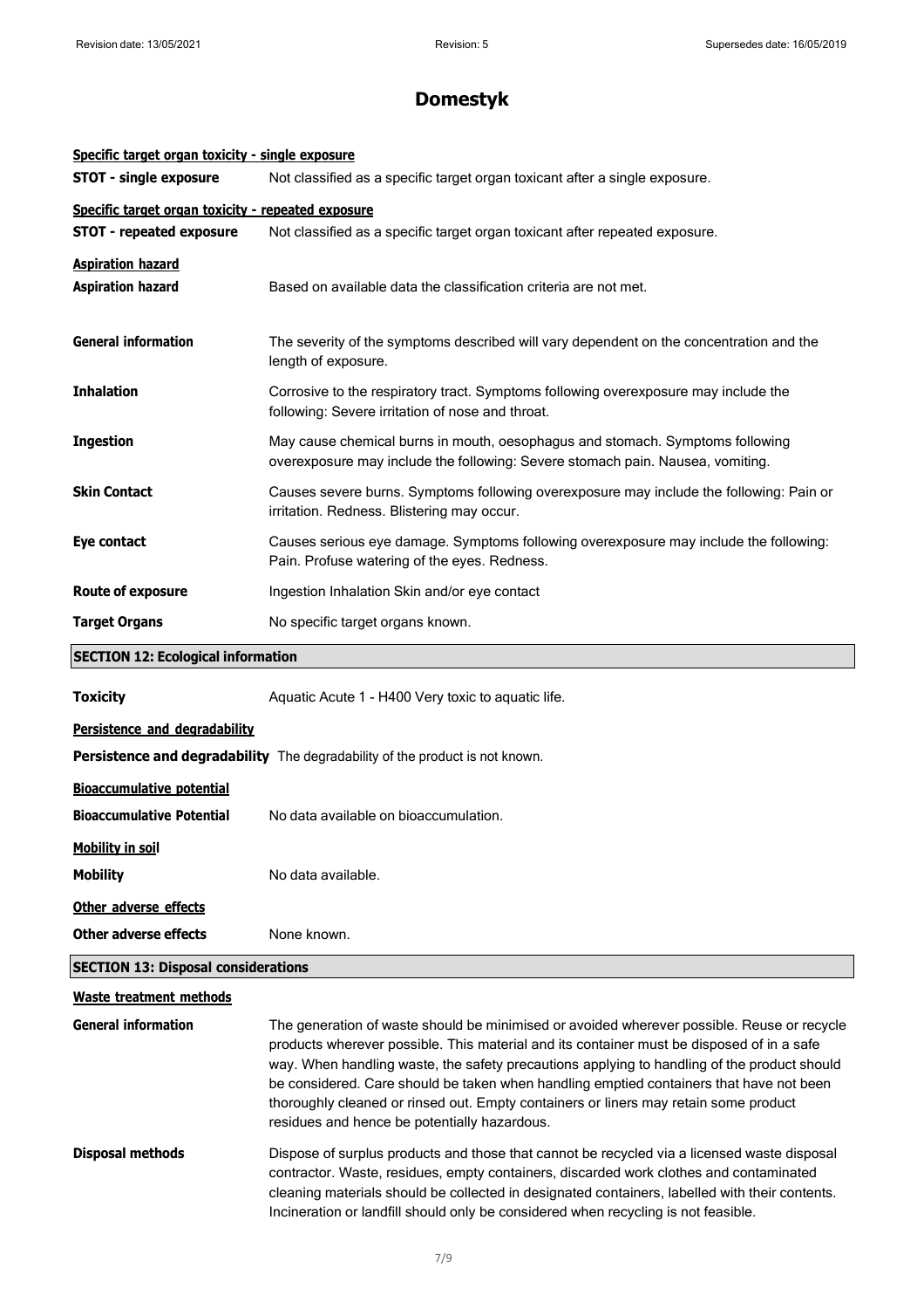**Specific target organ toxicity - single exposure**

**STOT - single exposure** Not classified as a specific target organ toxicant after a single exposure.

**Specific target organ toxicity - repeated exposure**

**STOT - repeated exposure** Not classified as a specific target organ toxicant after repeated exposure.

**Aspiration hazard**

**Aspiration hazard** Based on available data the classification criteria are not met.

**General information** The severity of the symptoms described will vary dependent on the concentration and the length of exposure.

**Inhalation** Corrosive to the respiratory tract. Symptoms following overexposure may include the following: Severe irritation of nose and throat.

**Ingestion** May cause chemical burns in mouth, oesophagus and stomach. Symptoms following overexposure may include the following: Severe stomach pain. Nausea, vomiting.

**Skin Contact** Causes severe burns. Symptoms following overexposure may include the following: Pain or irritation. Redness. Blistering may occur.

**Eye contact** Causes serious eye damage. Symptoms following overexposure may include the following: Pain. Profuse watering of the eyes. Redness.

**Route of exposure** Ingestion Inhalation Skin and/or eye contact

**Target Organs** No specific target organs known.

## SECTION 12: Ecological information

**Toxicity** Aquatic Acute 1 - H400 Very toxic to aquatic life.

**Persistence and degradability**

**Persistence and degradability** The degradability of the product is not known.

**Bioaccumulative potential**

**Bioaccumulative Potential** No data available on bioaccumulation.

**Mobility in soil**

**Mobility** No data available.

**Other adverse effects**

**Other adverse effects** None known.

## SECTION 13: Disposal considerations

**Waste treatment methods**

**General information** The generation of waste should be minimised or avoided wherever possible. Reuse or recycle products wherever possible. This material and its container must be disposed of in a safe way. When handling waste, the safety precautions applying to handling of the product should be considered. Care should be taken when handling emptied containers that have not been thoroughly cleaned or rinsed out. Empty containers or liners may retain some product residues and hence be potentially hazardous.

**Disposal methods** Dispose of surplus products and those that cannot be recycled via a licensed waste disposal contractor. Waste, residues, empty containers, discarded work clothes and contaminated cleaning materials should be collected in designated containers, labelled with their contents. Incineration or landfill should only be considered when recycling is not feasible.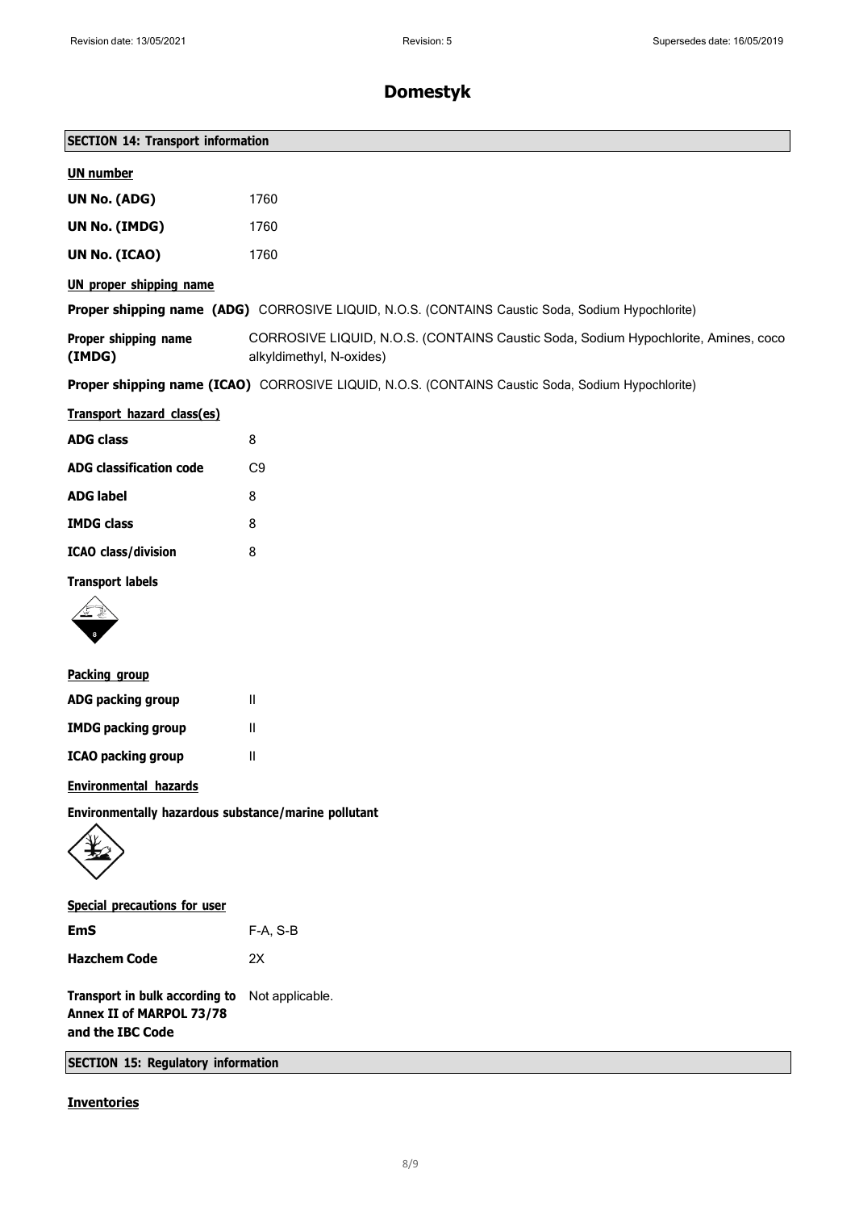# Domestyk

## SECTION 14: Transport information

**UN number**

| | |
|---|---|
| **UN No. (ADG)** | 1760 |
| **UN No. (IMDG)** | 1760 |
| **UN No. (ICAO)** | 1760 |

**UN proper shipping name**

**Proper shipping name (ADG)** CORROSIVE LIQUID, N.O.S. (CONTAINS Caustic Soda, Sodium Hypochlorite)

**Proper shipping name (IMDG)** CORROSIVE LIQUID, N.O.S. (CONTAINS Caustic Soda, Sodium Hypochlorite, Amines, coco alkyldimethyl, N-oxides)

**Proper shipping name (ICAO)** CORROSIVE LIQUID, N.O.S. (CONTAINS Caustic Soda, Sodium Hypochlorite)

**Transport hazard class(es)**

| | |
|---|---|
| **ADG class** | 8 |
| **ADG classification code** | C9 |
| **ADG label** | 8 |
| **IMDG class** | 8 |
| **ICAO class/division** | 8 |

**Transport labels**

**Packing group**

| | |
|---|---|
| **ADG packing group** | II |
| **IMDG packing group** | II |
| **ICAO packing group** | II |

**Environmental hazards**

**Environmentally hazardous substance/marine pollutant**

**Special precautions for user**

| | |
|---|---|
| **EmS** | F-A, S-B |
| **Hazchem Code** | 2X |

**Transport in bulk according to Annex II of MARPOL 73/78 and the IBC Code** Not applicable.

## SECTION 15: Regulatory information

**Inventories**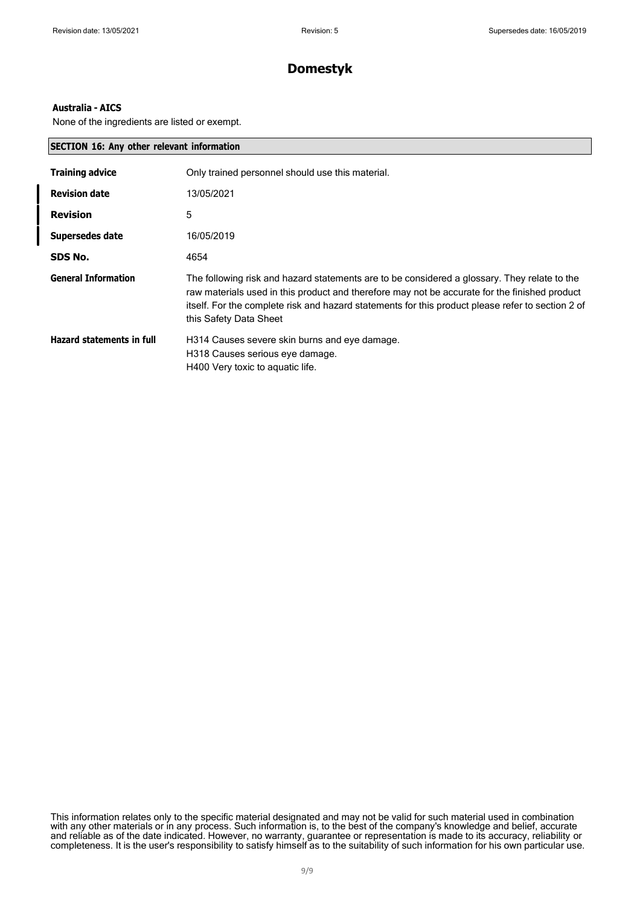# Domestyk

### Australia - AICS

None of the ingredients are listed or exempt.

## SECTION 16: Any other relevant information

| | |
|---|---|
| **Training advice** | Only trained personnel should use this material. |
| **Revision date** | 13/05/2021 |
| **Revision** | 5 |
| **Supersedes date** | 16/05/2019 |
| **SDS No.** | 4654 |
| **General Information** | The following risk and hazard statements are to be considered a glossary. They relate to the raw materials used in this product and therefore may not be accurate for the finished product itself. For the complete risk and hazard statements for this product please refer to section 2 of this Safety Data Sheet |
| **Hazard statements in full** | H314 Causes severe skin burns and eye damage.<br>H318 Causes serious eye damage.<br>H400 Very toxic to aquatic life. |

This information relates only to the specific material designated and may not be valid for such material used in combination with any other materials or in any process. Such information is, to the best of the company's knowledge and belief, accurate and reliable as of the date indicated. However, no warranty, guarantee or representation is made to its accuracy, reliability or completeness. It is the user's responsibility to satisfy himself as to the suitability of such information for his own particular use.